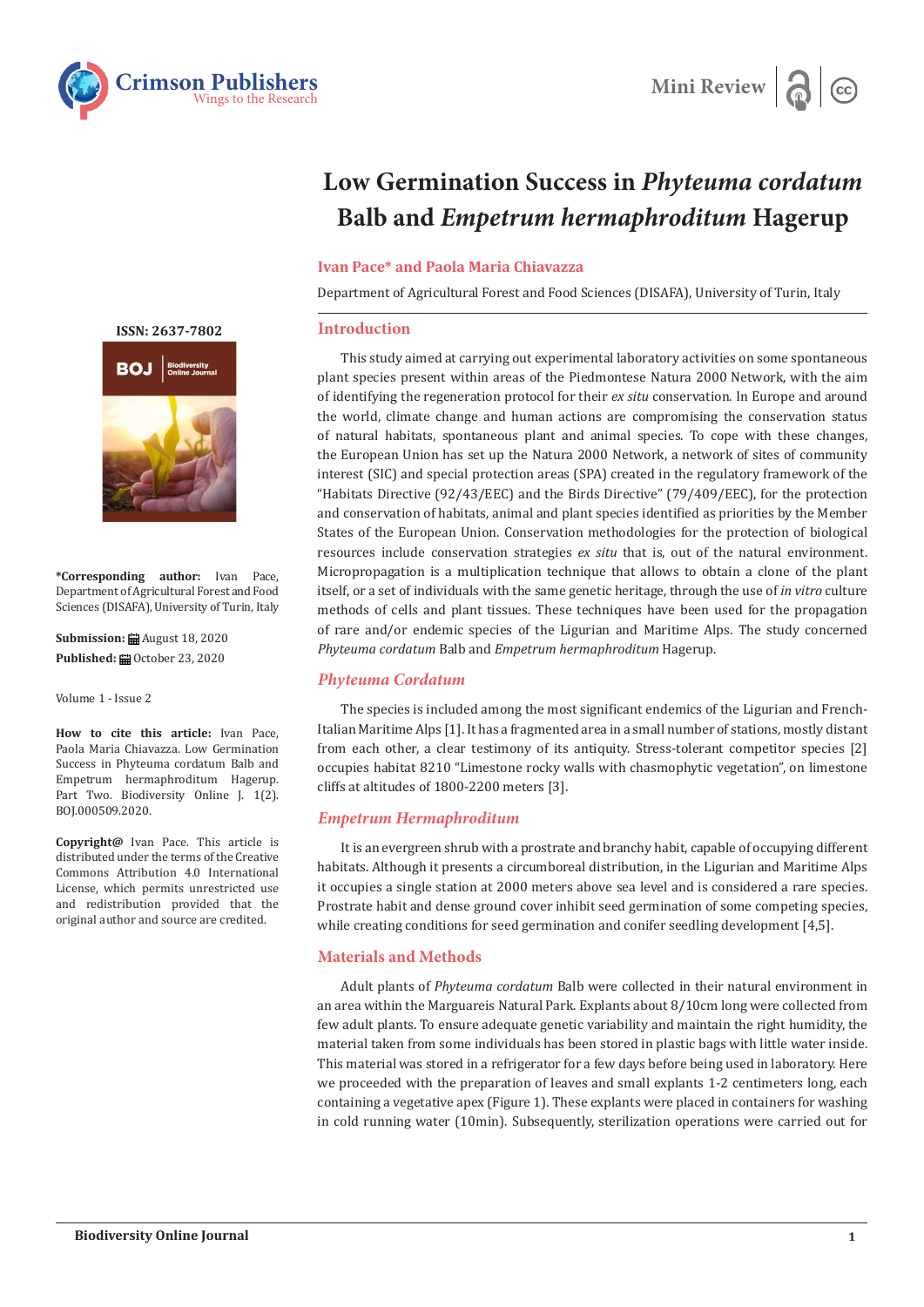Mini Review

# Low Germination Success in *Phyteuma cordatum* Balb and *Empetrum hermaphroditum* Hagerup

**Ivan Pace\* and Paola Maria Chiavazza**

Department of Agricultural Forest and Food Sciences (DISAFA), University of Turin, Italy

**ISSN: 2637-7802**

**\*Corresponding author:** Ivan Pace, Department of Agricultural Forest and Food Sciences (DISAFA), University of Turin, Italy

**Submission:** August 18, 2020

**Published:** October 23, 2020

Volume 1 - Issue 2

**How to cite this article:** Ivan Pace, Paola Maria Chiavazza. Low Germination Success in Phyteuma cordatum Balb and Empetrum hermaphroditum Hagerup. Part Two. Biodiversity Online J. 1(2). BOJ.000509.2020.

**Copyright@** Ivan Pace. This article is distributed under the terms of the Creative Commons Attribution 4.0 International License, which permits unrestricted use and redistribution provided that the original author and source are credited.

## Introduction

This study aimed at carrying out experimental laboratory activities on some spontaneous plant species present within areas of the Piedmontese Natura 2000 Network, with the aim of identifying the regeneration protocol for their *ex situ* conservation. In Europe and around the world, climate change and human actions are compromising the conservation status of natural habitats, spontaneous plant and animal species. To cope with these changes, the European Union has set up the Natura 2000 Network, a network of sites of community interest (SIC) and special protection areas (SPA) created in the regulatory framework of the "Habitats Directive (92/43/EEC) and the Birds Directive" (79/409/EEC), for the protection and conservation of habitats, animal and plant species identified as priorities by the Member States of the European Union. Conservation methodologies for the protection of biological resources include conservation strategies *ex situ* that is, out of the natural environment. Micropropagation is a multiplication technique that allows to obtain a clone of the plant itself, or a set of individuals with the same genetic heritage, through the use of *in vitro* culture methods of cells and plant tissues. These techniques have been used for the propagation of rare and/or endemic species of the Ligurian and Maritime Alps. The study concerned *Phyteuma cordatum* Balb and *Empetrum hermaphroditum* Hagerup.

## *Phyteuma Cordatum*

The species is included among the most significant endemics of the Ligurian and French-Italian Maritime Alps [1]. It has a fragmented area in a small number of stations, mostly distant from each other, a clear testimony of its antiquity. Stress-tolerant competitor species [2] occupies habitat 8210 "Limestone rocky walls with chasmophytic vegetation", on limestone cliffs at altitudes of 1800-2200 meters [3].

## *Empetrum Hermaphroditum*

It is an evergreen shrub with a prostrate and branchy habit, capable of occupying different habitats. Although it presents a circumboreal distribution, in the Ligurian and Maritime Alps it occupies a single station at 2000 meters above sea level and is considered a rare species. Prostrate habit and dense ground cover inhibit seed germination of some competing species, while creating conditions for seed germination and conifer seedling development [4,5].

## Materials and Methods

Adult plants of *Phyteuma cordatum* Balb were collected in their natural environment in an area within the Marguareis Natural Park. Explants about 8/10cm long were collected from few adult plants. To ensure adequate genetic variability and maintain the right humidity, the material taken from some individuals has been stored in plastic bags with little water inside. This material was stored in a refrigerator for a few days before being used in laboratory. Here we proceeded with the preparation of leaves and small explants 1-2 centimeters long, each containing a vegetative apex (Figure 1). These explants were placed in containers for washing in cold running water (10min). Subsequently, sterilization operations were carried out for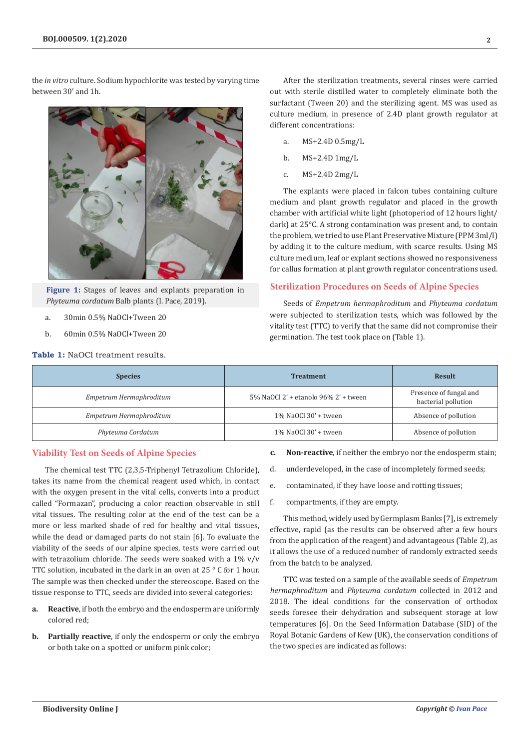the *in vitro* culture. Sodium hypochlorite was tested by varying time between 30' and 1h.

**Figure 1:** Stages of leaves and explants preparation in *Phyteuma cordatum* Balb plants (I. Pace, 2019).

a. 30min 0.5% NaOCl+Tween 20

b. 60min 0.5% NaOCl+Tween 20

After the sterilization treatments, several rinses were carried out with sterile distilled water to completely eliminate both the surfactant (Tween 20) and the sterilizing agent. MS was used as culture medium, in presence of 2.4D plant growth regulator at different concentrations:

a. MS+2.4D 0.5mg/L

b. MS+2.4D 1mg/L

c. MS+2.4D 2mg/L

The explants were placed in falcon tubes containing culture medium and plant growth regulator and placed in the growth chamber with artificial white light (photoperiod of 12 hours light/dark) at 25°C. A strong contamination was present and, to contain the problem, we tried to use Plant Preservative Mixture (PPM 3ml/l) by adding it to the culture medium, with scarce results. Using MS culture medium, leaf or explant sections showed no responsiveness for callus formation at plant growth regulator concentrations used.

## Sterilization Procedures on Seeds of Alpine Species

Seeds of *Empetrum hermaphroditum* and *Phyteuma cordatum* were subjected to sterilization tests, which was followed by the vitality test (TTC) to verify that the same did not compromise their germination. The test took place on (Table 1).

**Table 1:** NaOCl treatment results.

| Species | Treatment | Result |
|---|---|---|
| *Empetrum Hermaphroditum* | 5% NaOCl 2' + etanolo 96% 2' + tween | Presence of fungal and bacterial pollution |
| *Empetrum Hermaphroditum* | 1% NaOCl 30' + tween | Absence of pollution |
| *Phyteuma Cordatum* | 1% NaOCl 30' + tween | Absence of pollution |

## Viability Test on Seeds of Alpine Species

The chemical test TTC (2,3,5-Triphenyl Tetrazolium Chloride), takes its name from the chemical reagent used which, in contact with the oxygen present in the vital cells, converts into a product called "Formazan", producing a color reaction observable in still vital tissues. The resulting color at the end of the test can be a more or less marked shade of red for healthy and vital tissues, while the dead or damaged parts do not stain [6]. To evaluate the viability of the seeds of our alpine species, tests were carried out with tetrazolium chloride. The seeds were soaked with a 1% v/v TTC solution, incubated in the dark in an oven at 25 ° C for 1 hour. The sample was then checked under the stereoscope. Based on the tissue response to TTC, seeds are divided into several categories:

**a. Reactive**, if both the embryo and the endosperm are uniformly colored red;

**b. Partially reactive**, if only the endosperm or only the embryo or both take on a spotted or uniform pink color;

**c. Non-reactive**, if neither the embryo nor the endosperm stain;

d. underdeveloped, in the case of incompletely formed seeds;

e. contaminated, if they have loose and rotting tissues;

f. compartments, if they are empty.

This method, widely used by Germplasm Banks [7], is extremely effective, rapid (as the results can be observed after a few hours from the application of the reagent) and advantageous (Table 2), as it allows the use of a reduced number of randomly extracted seeds from the batch to be analyzed.

TTC was tested on a sample of the available seeds of *Empetrum hermaphroditum* and *Phyteuma cordatum* collected in 2012 and 2018. The ideal conditions for the conservation of orthodox seeds foresee their dehydration and subsequent storage at low temperatures [6]. On the Seed Information Database (SID) of the Royal Botanic Gardens of Kew (UK), the conservation conditions of the two species are indicated as follows: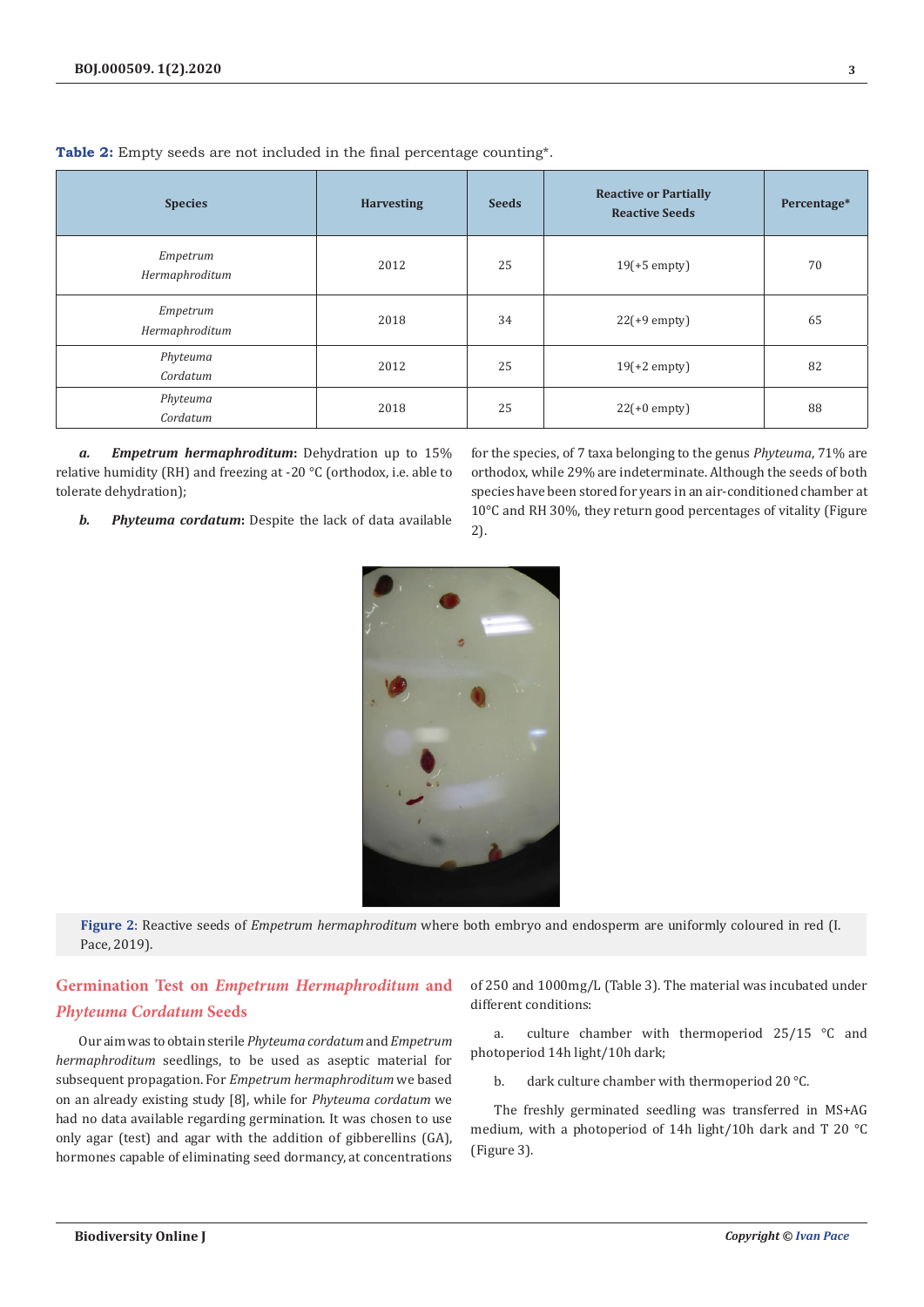**Table 2:** Empty seeds are not included in the final percentage counting*.

| Species | Harvesting | Seeds | Reactive or Partially Reactive Seeds | Percentage* |
|---|---|---|---|---|
| *Empetrum Hermaphroditum* | 2012 | 25 | 19(+5 empty) | 70 |
| *Empetrum Hermaphroditum* | 2018 | 34 | 22(+9 empty) | 65 |
| *Phyteuma Cordatum* | 2012 | 25 | 19(+2 empty) | 82 |
| *Phyteuma Cordatum* | 2018 | 25 | 22(+0 empty) | 88 |

***a. Empetrum hermaphroditum*:** Dehydration up to 15% relative humidity (RH) and freezing at -20 °C (orthodox, i.e. able to tolerate dehydration);

***b. Phyteuma cordatum*:** Despite the lack of data available for the species, of 7 taxa belonging to the genus *Phyteuma*, 71% are orthodox, while 29% are indeterminate. Although the seeds of both species have been stored for years in an air-conditioned chamber at 10°C and RH 30%, they return good percentages of vitality (Figure 2).

**Figure 2**: Reactive seeds of *Empetrum hermaphroditum* where both embryo and endosperm are uniformly coloured in red (I. Pace, 2019).

## Germination Test on *Empetrum Hermaphroditum* and *Phyteuma Cordatum* Seeds

Our aim was to obtain sterile *Phyteuma cordatum* and *Empetrum hermaphroditum* seedlings, to be used as aseptic material for subsequent propagation. For *Empetrum hermaphroditum* we based on an already existing study [8], while for *Phyteuma cordatum* we had no data available regarding germination. It was chosen to use only agar (test) and agar with the addition of gibberellins (GA), hormones capable of eliminating seed dormancy, at concentrations of 250 and 1000mg/L (Table 3). The material was incubated under different conditions:

a. culture chamber with thermoperiod 25/15 °C and photoperiod 14h light/10h dark;

b. dark culture chamber with thermoperiod 20 °C.

The freshly germinated seedling was transferred in MS+AG medium, with a photoperiod of 14h light/10h dark and T 20 °C (Figure 3).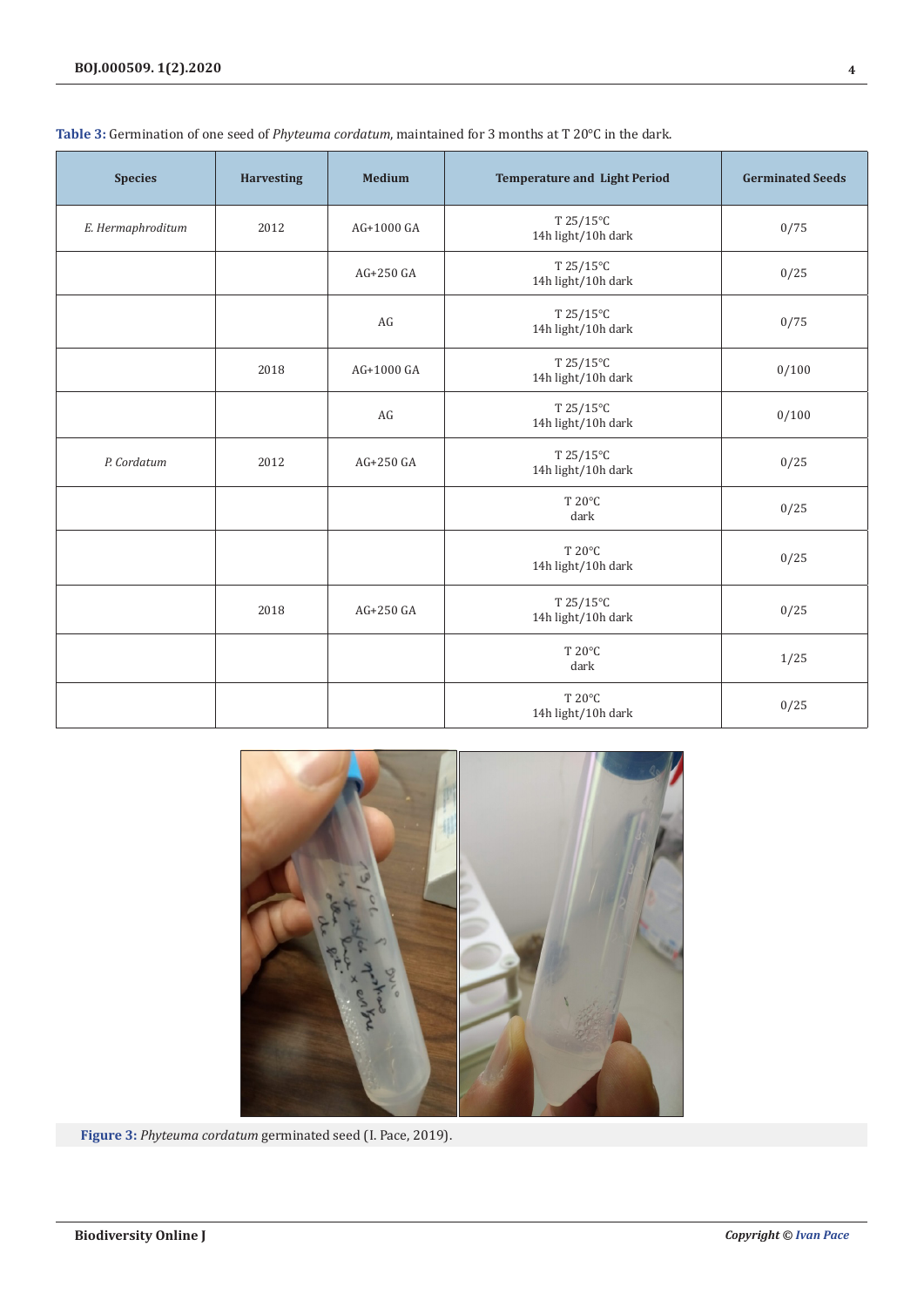**Table 3:** Germination of one seed of *Phyteuma cordatum*, maintained for 3 months at T 20°C in the dark.

| Species | Harvesting | Medium | Temperature and Light Period | Germinated Seeds |
|---|---|---|---|---|
| *E. Hermaphroditum* | 2012 | AG+1000 GA | T 25/15°C 14h light/10h dark | 0/75 |
| | | AG+250 GA | T 25/15°C 14h light/10h dark | 0/25 |
| | | AG | T 25/15°C 14h light/10h dark | 0/75 |
| | 2018 | AG+1000 GA | T 25/15°C 14h light/10h dark | 0/100 |
| | | AG | T 25/15°C 14h light/10h dark | 0/100 |
| *P. Cordatum* | 2012 | AG+250 GA | T 25/15°C 14h light/10h dark | 0/25 |
| | | | T 20°C dark | 0/25 |
| | | | T 20°C 14h light/10h dark | 0/25 |
| | 2018 | AG+250 GA | T 25/15°C 14h light/10h dark | 0/25 |
| | | | T 20°C dark | 1/25 |
| | | | T 20°C 14h light/10h dark | 0/25 |

**Figure 3:** *Phyteuma cordatum* germinated seed (I. Pace, 2019).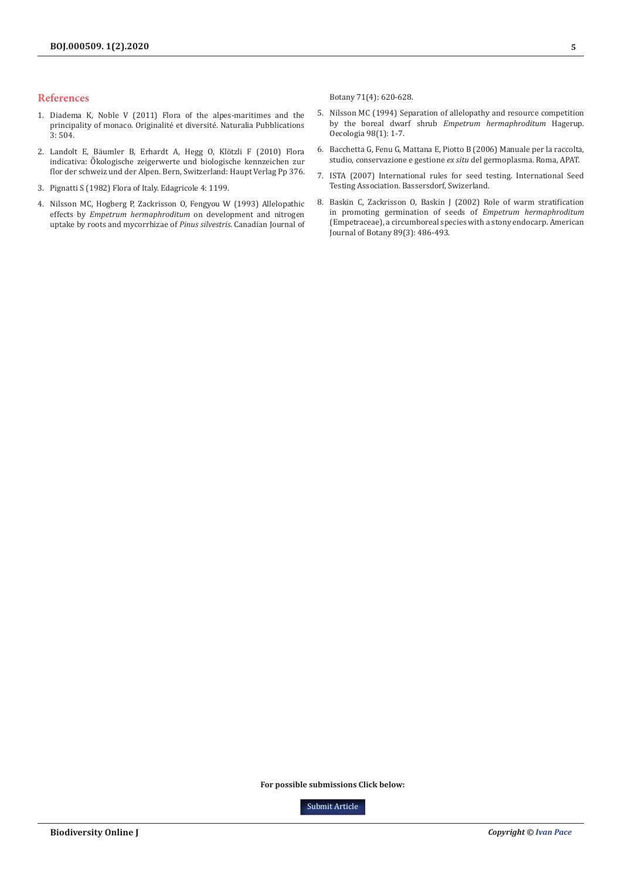## References

1. Diadema K, Noble V (2011) Flora of the alpes-maritimes and the principality of monaco. Originalité et diversité. Naturalia Pubblications 3: 504.
2. Landolt E, Bäumler B, Erhardt A, Hegg O, Klötzli F (2010) Flora indicativa: Őkologische zeigerwerte und biologische kennzeichen zur flor der schweiz und der Alpen. Bern, Switzerland: Haupt Verlag Pp 376.
3. Pignatti S (1982) Flora of Italy. Edagricole 4: 1199.
4. Nilsson MC, Hogberg P, Zackrisson O, Fengyou W (1993) Allelopathic effects by *Empetrum hermaphroditum* on development and nitrogen uptake by roots and mycorrhizae of *Pinus silvestris*. Canadian Journal of Botany 71(4): 620-628.
5. Nilsson MC (1994) Separation of allelopathy and resource competition by the boreal dwarf shrub *Empetrum hermaphroditum* Hagerup. Oecologia 98(1): 1-7.
6. Bacchetta G, Fenu G, Mattana E, Piotto B (2006) Manuale per la raccolta, studio, conservazione e gestione *ex situ* del germoplasma. Roma, APAT.
7. ISTA (2007) International rules for seed testing. International Seed Testing Association. Bassersdorf, Swizerland.
8. Baskin C, Zackrisson O, Baskin J (2002) Role of warm stratification in promoting germination of seeds of *Empetrum hermaphroditum* (Empetraceae), a circumboreal species with a stony endocarp. American Journal of Botany 89(3): 486-493.

**For possible submissions Click below:**

Submit Article